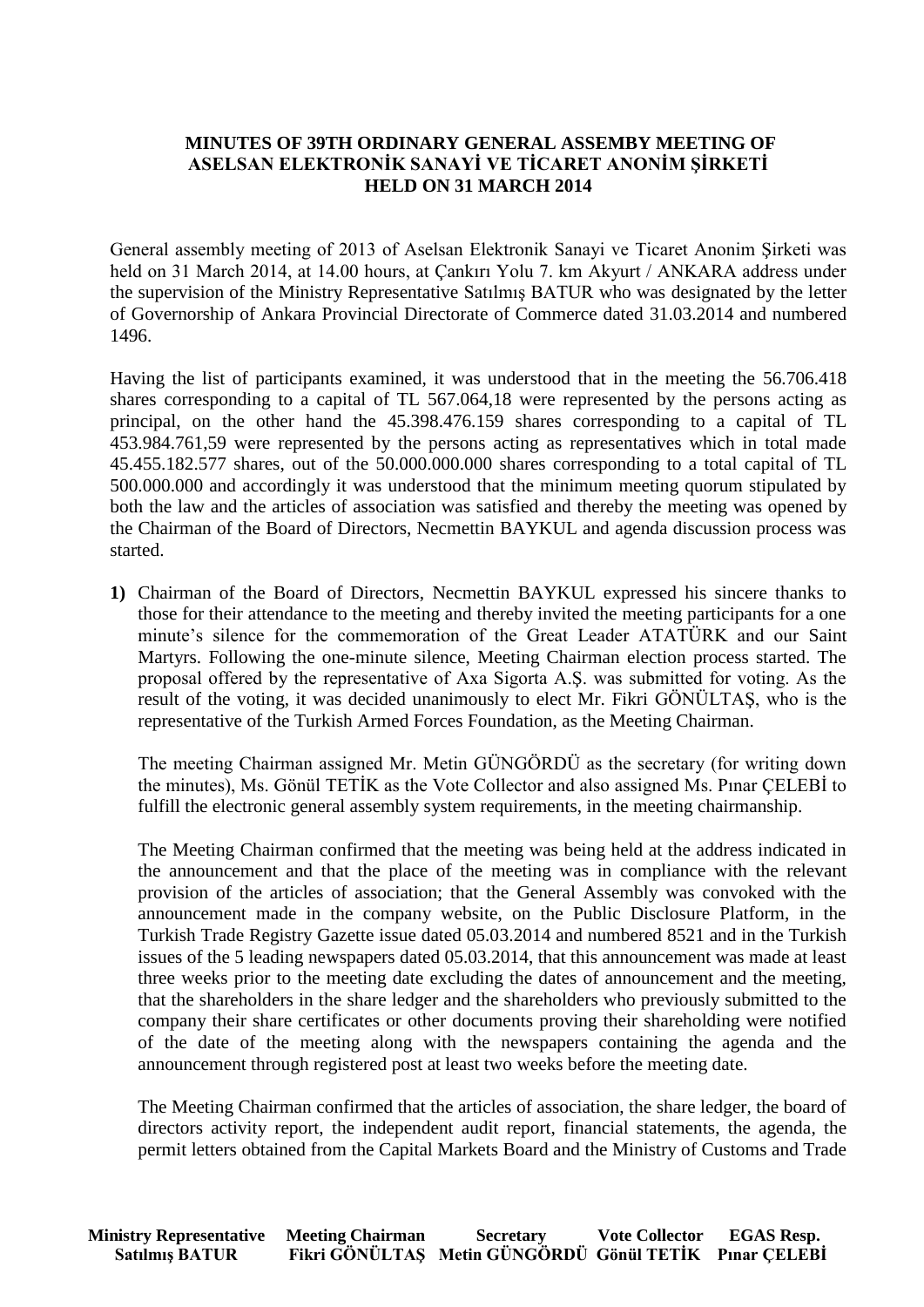**MINUTES OF 39TH ORDINARY GENERAL ASSEMBY MEETING OF ASELSAN ELEKTRONİK SANAYİ VE TİCARET ANONİM ŞİRKETİ HELD ON 31 MARCH 2014**

General assembly meeting of 2013 of Aselsan Elektronik Sanayi ve Ticaret Anonim Şirketi was held on 31 March 2014, at 14.00 hours, at Çankırı Yolu 7. km Akyurt / ANKARA address under the supervision of the Ministry Representative Satılmış BATUR who was designated by the letter of Governorship of Ankara Provincial Directorate of Commerce dated 31.03.2014 and numbered 1496.

Having the list of participants examined, it was understood that in the meeting the 56.706.418 shares corresponding to a capital of TL 567.064,18 were represented by the persons acting as principal, on the other hand the 45.398.476.159 shares corresponding to a capital of TL 453.984.761,59 were represented by the persons acting as representatives which in total made 45.455.182.577 shares, out of the 50.000.000.000 shares corresponding to a total capital of TL 500.000.000 and accordingly it was understood that the minimum meeting quorum stipulated by both the law and the articles of association was satisfied and thereby the meeting was opened by the Chairman of the Board of Directors, Necmettin BAYKUL and agenda discussion process was started.

**1)** Chairman of the Board of Directors, Necmettin BAYKUL expressed his sincere thanks to those for their attendance to the meeting and thereby invited the meeting participants for a one minute's silence for the commemoration of the Great Leader ATATÜRK and our Saint Martyrs. Following the one-minute silence, Meeting Chairman election process started. The proposal offered by the representative of Axa Sigorta A.Ş. was submitted for voting. As the result of the voting, it was decided unanimously to elect Mr. Fikri GÖNÜLTAŞ, who is the representative of the Turkish Armed Forces Foundation, as the Meeting Chairman.

The meeting Chairman assigned Mr. Metin GÜNGÖRDÜ as the secretary (for writing down the minutes), Ms. Gönül TETİK as the Vote Collector and also assigned Ms. Pınar ÇELEBİ to fulfill the electronic general assembly system requirements, in the meeting chairmanship.

The Meeting Chairman confirmed that the meeting was being held at the address indicated in the announcement and that the place of the meeting was in compliance with the relevant provision of the articles of association; that the General Assembly was convoked with the announcement made in the company website, on the Public Disclosure Platform, in the Turkish Trade Registry Gazette issue dated 05.03.2014 and numbered 8521 and in the Turkish issues of the 5 leading newspapers dated 05.03.2014, that this announcement was made at least three weeks prior to the meeting date excluding the dates of announcement and the meeting, that the shareholders in the share ledger and the shareholders who previously submitted to the company their share certificates or other documents proving their shareholding were notified of the date of the meeting along with the newspapers containing the agenda and the announcement through registered post at least two weeks before the meeting date.

The Meeting Chairman confirmed that the articles of association, the share ledger, the board of directors activity report, the independent audit report, financial statements, the agenda, the permit letters obtained from the Capital Markets Board and the Ministry of Customs and Trade

| Ministry Representative | Meeting Chairman | Secretary | Vote Collector | EGAS Resp. |
|---|---|---|---|---|
| Satılmış BATUR | Fikri GÖNÜLTAŞ | Metin GÜNGÖRDÜ | Gönül TETİK | Pınar ÇELEBİ |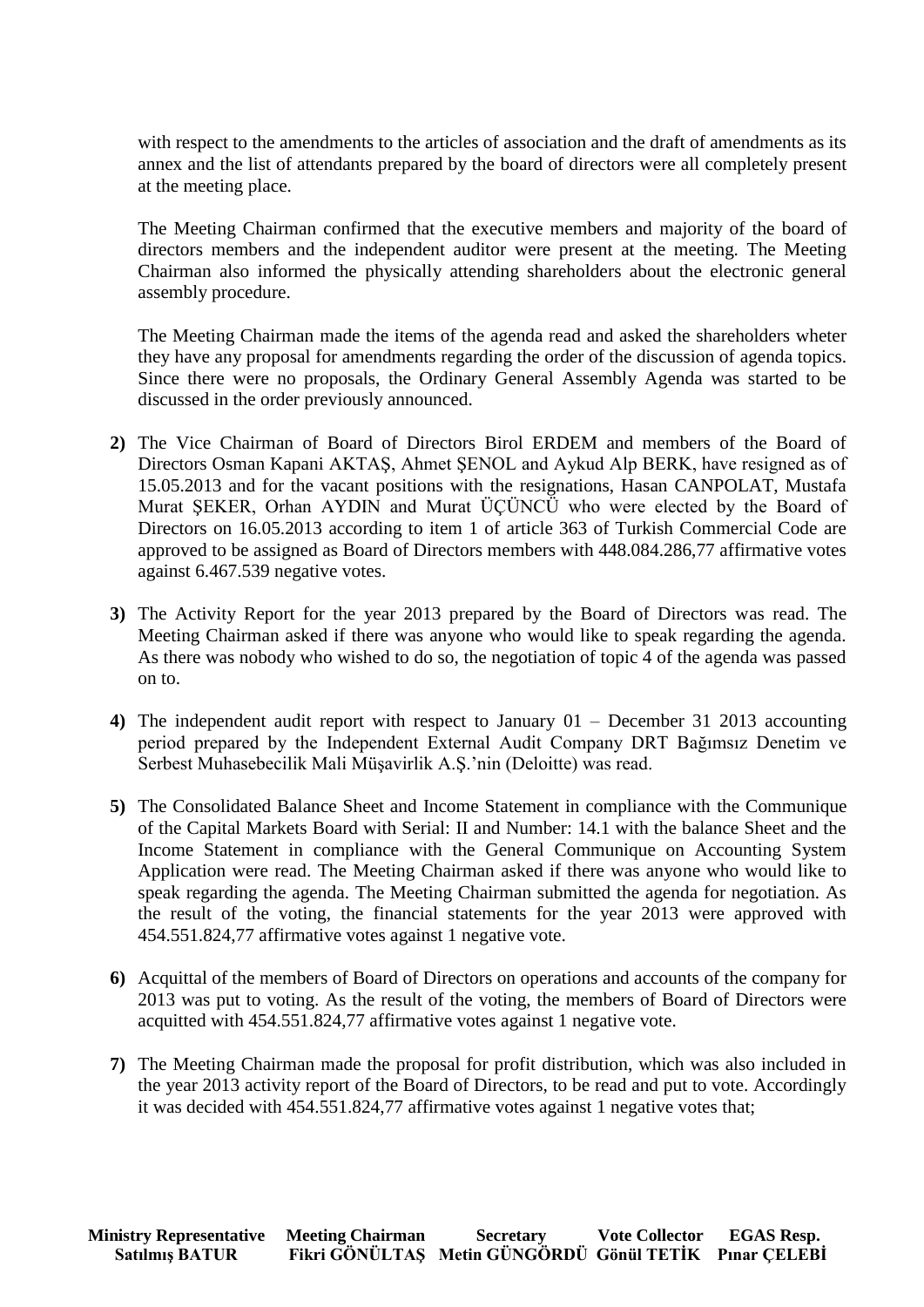with respect to the amendments to the articles of association and the draft of amendments as its annex and the list of attendants prepared by the board of directors were all completely present at the meeting place.

The Meeting Chairman confirmed that the executive members and majority of the board of directors members and the independent auditor were present at the meeting. The Meeting Chairman also informed the physically attending shareholders about the electronic general assembly procedure.

The Meeting Chairman made the items of the agenda read and asked the shareholders wheter they have any proposal for amendments regarding the order of the discussion of agenda topics. Since there were no proposals, the Ordinary General Assembly Agenda was started to be discussed in the order previously announced.

**2)** The Vice Chairman of Board of Directors Birol ERDEM and members of the Board of Directors Osman Kapani AKTAŞ, Ahmet ŞENOL and Aykud Alp BERK, have resigned as of 15.05.2013 and for the vacant positions with the resignations, Hasan CANPOLAT, Mustafa Murat ŞEKER, Orhan AYDIN and Murat ÜÇÜNCÜ who were elected by the Board of Directors on 16.05.2013 according to item 1 of article 363 of Turkish Commercial Code are approved to be assigned as Board of Directors members with 448.084.286,77 affirmative votes against 6.467.539 negative votes.

**3)** The Activity Report for the year 2013 prepared by the Board of Directors was read. The Meeting Chairman asked if there was anyone who would like to speak regarding the agenda. As there was nobody who wished to do so, the negotiation of topic 4 of the agenda was passed on to.

**4)** The independent audit report with respect to January 01 – December 31 2013 accounting period prepared by the Independent External Audit Company DRT Bağımsız Denetim ve Serbest Muhasebecilik Mali Müşavirlik A.Ş.'nin (Deloitte) was read.

**5)** The Consolidated Balance Sheet and Income Statement in compliance with the Communique of the Capital Markets Board with Serial: II and Number: 14.1 with the balance Sheet and the Income Statement in compliance with the General Communique on Accounting System Application were read. The Meeting Chairman asked if there was anyone who would like to speak regarding the agenda. The Meeting Chairman submitted the agenda for negotiation. As the result of the voting, the financial statements for the year 2013 were approved with 454.551.824,77 affirmative votes against 1 negative vote.

**6)** Acquittal of the members of Board of Directors on operations and accounts of the company for 2013 was put to voting. As the result of the voting, the members of Board of Directors were acquitted with 454.551.824,77 affirmative votes against 1 negative vote.

**7)** The Meeting Chairman made the proposal for profit distribution, which was also included in the year 2013 activity report of the Board of Directors, to be read and put to vote. Accordingly it was decided with 454.551.824,77 affirmative votes against 1 negative votes that;

| Ministry Representative | Meeting Chairman | Secretary | Vote Collector | EGAS Resp. |
|---|---|---|---|---|
| Satılmış BATUR | Fikri GÖNÜLTAŞ | Metin GÜNGÖRDÜ | Gönül TETİK | Pınar ÇELEBİ |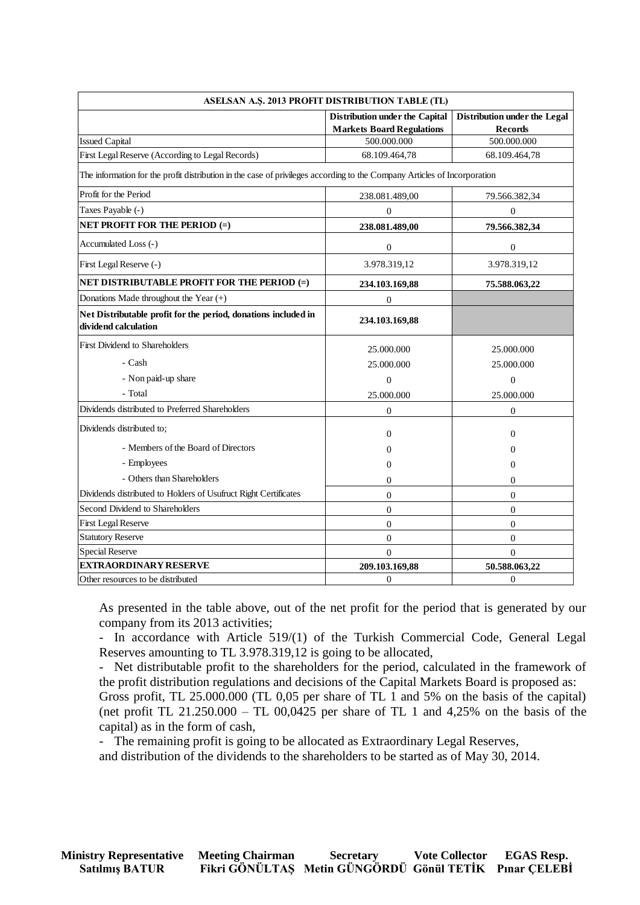| ASELSAN A.Ş. 2013 PROFIT DISTRIBUTION TABLE (TL) | | |
|---|---|---|
| | **Distribution under the Capital Markets Board Regulations** | **Distribution under the Legal Records** |
| Issued Capital | 500.000.000 | 500.000.000 |
| First Legal Reserve (According to Legal Records) | 68.109.464,78 | 68.109.464,78 |
| The information for the profit distribution in the case of privileges according to the Company Articles of Incorporation | | |
| Profit for the Period | 238.081.489,00 | 79.566.382,34 |
| Taxes Payable (-) | 0 | 0 |
| **NET PROFIT FOR THE PERIOD (=)** | **238.081.489,00** | **79.566.382,34** |
| Accumulated Loss (-) | 0 | 0 |
| First Legal Reserve (-) | 3.978.319,12 | 3.978.319,12 |
| **NET DISTRIBUTABLE PROFIT FOR THE PERIOD (=)** | **234.103.169,88** | **75.588.063,22** |
| Donations Made throughout the Year (+) | 0 | |
| **Net Distributable profit for the period, donations included in dividend calculation** | **234.103.169,88** | |
| First Dividend to Shareholders | 25.000.000 | 25.000.000 |
| - Cash | 25.000.000 | 25.000.000 |
| - Non paid-up share | 0 | 0 |
| - Total | 25.000.000 | 25.000.000 |
| Dividends distributed to Preferred Shareholders | 0 | 0 |
| Dividends distributed to; | 0 | 0 |
| - Members of the Board of Directors | 0 | 0 |
| - Employees | 0 | 0 |
| - Others than Shareholders | 0 | 0 |
| Dividends distributed to Holders of Usufruct Right Certificates | 0 | 0 |
| Second Dividend to Shareholders | 0 | 0 |
| First Legal Reserve | 0 | 0 |
| Statutory Reserve | 0 | 0 |
| Special Reserve | 0 | 0 |
| **EXTRAORDINARY RESERVE** | **209.103.169,88** | **50.588.063,22** |
| Other resources to be distributed | 0 | 0 |

As presented in the table above, out of the net profit for the period that is generated by our company from its 2013 activities;

- In accordance with Article 519/(1) of the Turkish Commercial Code, General Legal Reserves amounting to TL 3.978.319,12 is going to be allocated,
- Net distributable profit to the shareholders for the period, calculated in the framework of the profit distribution regulations and decisions of the Capital Markets Board is proposed as:

Gross profit, TL 25.000.000 (TL 0,05 per share of TL 1 and 5% on the basis of the capital) (net profit TL 21.250.000 – TL 00,0425 per share of TL 1 and 4,25% on the basis of the capital) as in the form of cash,

- The remaining profit is going to be allocated as Extraordinary Legal Reserves,

and distribution of the dividends to the shareholders to be started as of May 30, 2014.

| **Ministry Representative** | **Meeting Chairman** | **Secretary** | **Vote Collector** | **EGAS Resp.** |
|---|---|---|---|---|
| **Satılmış BATUR** | **Fikri GÖNÜLTAŞ** | **Metin GÜNGÖRDÜ** | **Gönül TETİK** | **Pınar ÇELEBİ** |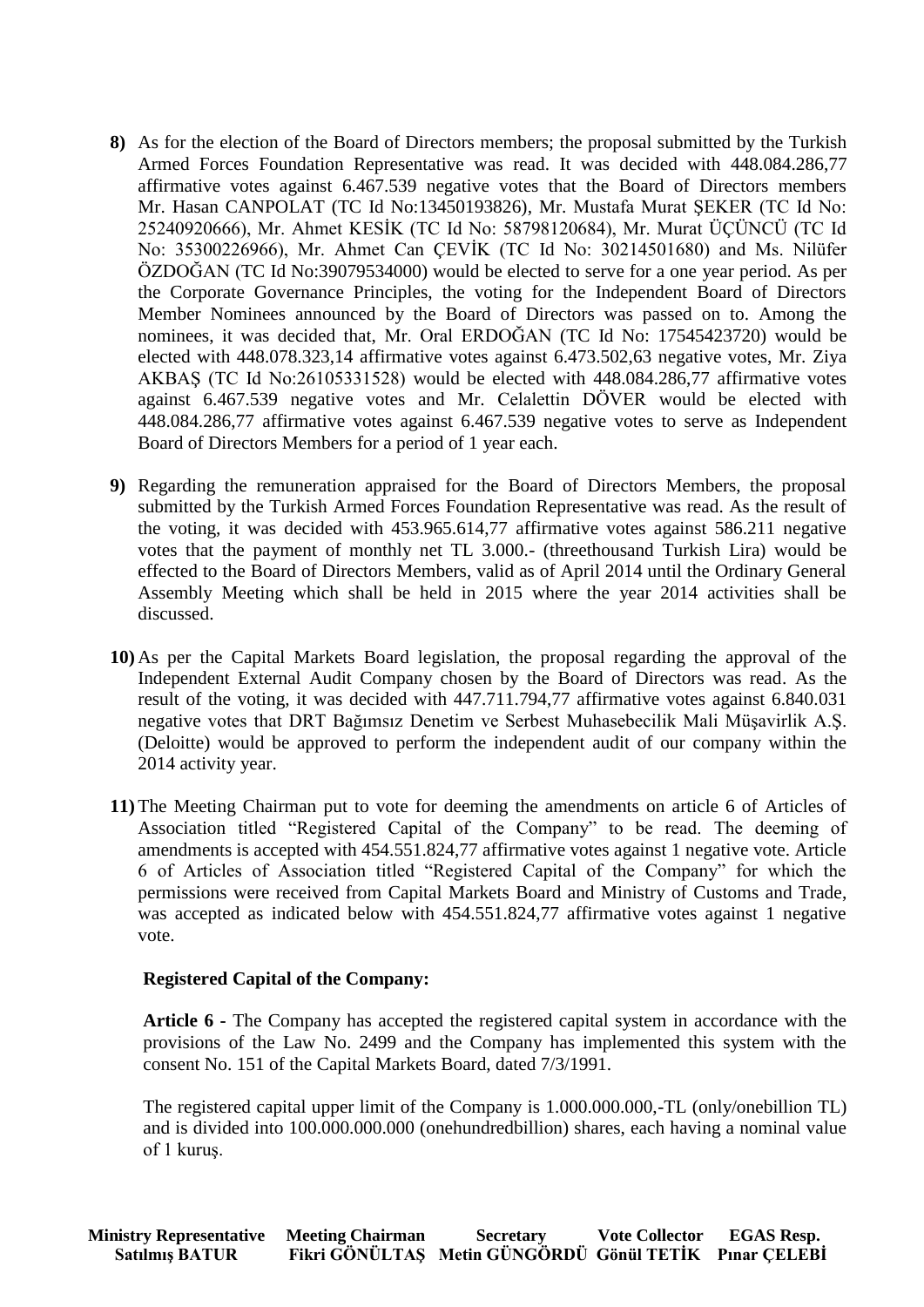8) As for the election of the Board of Directors members; the proposal submitted by the Turkish Armed Forces Foundation Representative was read. It was decided with 448.084.286,77 affirmative votes against 6.467.539 negative votes that the Board of Directors members Mr. Hasan CANPOLAT (TC Id No:13450193826), Mr. Mustafa Murat ŞEKER (TC Id No: 25240920666), Mr. Ahmet KESİK (TC Id No: 58798120684), Mr. Murat ÜÇÜNCÜ (TC Id No: 35300226966), Mr. Ahmet Can ÇEVİK (TC Id No: 30214501680) and Ms. Nilüfer ÖZDOĞAN (TC Id No:39079534000) would be elected to serve for a one year period. As per the Corporate Governance Principles, the voting for the Independent Board of Directors Member Nominees announced by the Board of Directors was passed on to. Among the nominees, it was decided that, Mr. Oral ERDOĞAN (TC Id No: 17545423720) would be elected with 448.078.323,14 affirmative votes against 6.473.502,63 negative votes, Mr. Ziya AKBAŞ (TC Id No:26105331528) would be elected with 448.084.286,77 affirmative votes against 6.467.539 negative votes and Mr. Celalettin DÖVER would be elected with 448.084.286,77 affirmative votes against 6.467.539 negative votes to serve as Independent Board of Directors Members for a period of 1 year each.

9) Regarding the remuneration appraised for the Board of Directors Members, the proposal submitted by the Turkish Armed Forces Foundation Representative was read. As the result of the voting, it was decided with 453.965.614,77 affirmative votes against 586.211 negative votes that the payment of monthly net TL 3.000.- (threethousand Turkish Lira) would be effected to the Board of Directors Members, valid as of April 2014 until the Ordinary General Assembly Meeting which shall be held in 2015 where the year 2014 activities shall be discussed.

10) As per the Capital Markets Board legislation, the proposal regarding the approval of the Independent External Audit Company chosen by the Board of Directors was read. As the result of the voting, it was decided with 447.711.794,77 affirmative votes against 6.840.031 negative votes that DRT Bağımsız Denetim ve Serbest Muhasebecilik Mali Müşavirlik A.Ş. (Deloitte) would be approved to perform the independent audit of our company within the 2014 activity year.

11) The Meeting Chairman put to vote for deeming the amendments on article 6 of Articles of Association titled "Registered Capital of the Company" to be read. The deeming of amendments is accepted with 454.551.824,77 affirmative votes against 1 negative vote. Article 6 of Articles of Association titled "Registered Capital of the Company" for which the permissions were received from Capital Markets Board and Ministry of Customs and Trade, was accepted as indicated below with 454.551.824,77 affirmative votes against 1 negative vote.

**Registered Capital of the Company:**

**Article 6 -** The Company has accepted the registered capital system in accordance with the provisions of the Law No. 2499 and the Company has implemented this system with the consent No. 151 of the Capital Markets Board, dated 7/3/1991.

The registered capital upper limit of the Company is 1.000.000.000,-TL (only/onebillion TL) and is divided into 100.000.000.000 (onehundredbillion) shares, each having a nominal value of 1 kuruş.

| Ministry Representative | Meeting Chairman | Secretary | Vote Collector | EGAS Resp. |
|---|---|---|---|---|
| Satılmış BATUR | Fikri GÖNÜLTAŞ | Metin GÜNGÖRDÜ | Gönül TETİK | Pınar ÇELEBİ |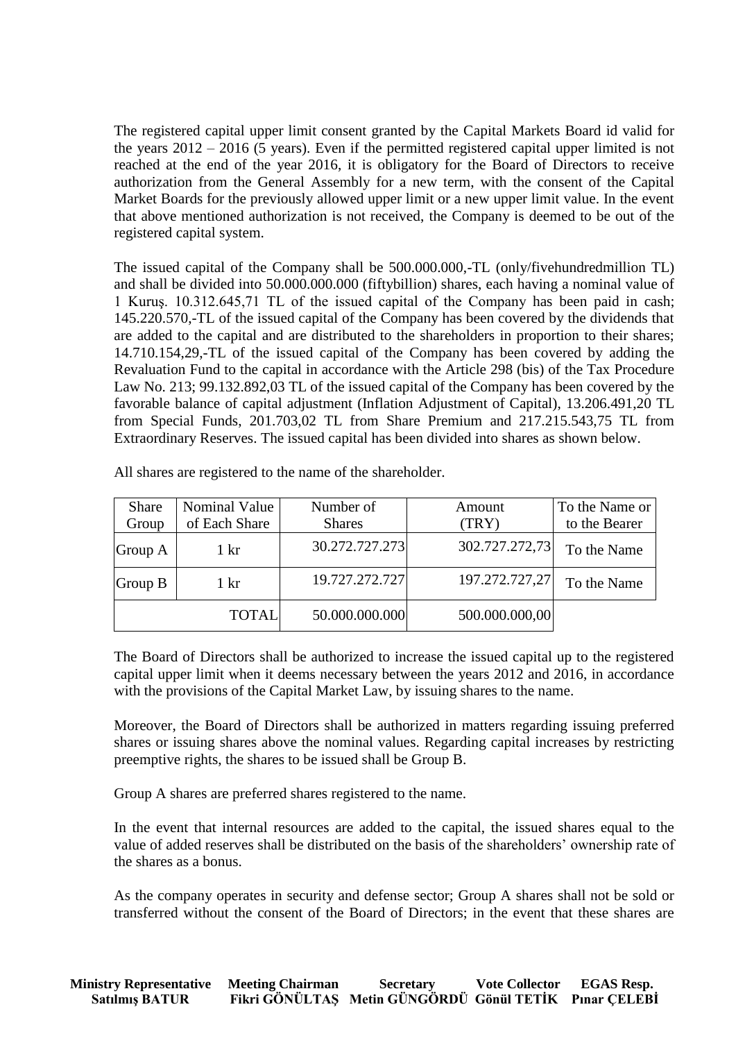The registered capital upper limit consent granted by the Capital Markets Board id valid for the years 2012 – 2016 (5 years). Even if the permitted registered capital upper limited is not reached at the end of the year 2016, it is obligatory for the Board of Directors to receive authorization from the General Assembly for a new term, with the consent of the Capital Market Boards for the previously allowed upper limit or a new upper limit value. In the event that above mentioned authorization is not received, the Company is deemed to be out of the registered capital system.

The issued capital of the Company shall be 500.000.000,-TL (only/fivehundredmillion TL) and shall be divided into 50.000.000.000 (fiftybillion) shares, each having a nominal value of 1 Kuruş. 10.312.645,71 TL of the issued capital of the Company has been paid in cash; 145.220.570,-TL of the issued capital of the Company has been covered by the dividends that are added to the capital and are distributed to the shareholders in proportion to their shares; 14.710.154,29,-TL of the issued capital of the Company has been covered by adding the Revaluation Fund to the capital in accordance with the Article 298 (bis) of the Tax Procedure Law No. 213; 99.132.892,03 TL of the issued capital of the Company has been covered by the favorable balance of capital adjustment (Inflation Adjustment of Capital), 13.206.491,20 TL from Special Funds, 201.703,02 TL from Share Premium and 217.215.543,75 TL from Extraordinary Reserves. The issued capital has been divided into shares as shown below.

All shares are registered to the name of the shareholder.

| Share Group | Nominal Value of Each Share | Number of Shares | Amount (TRY) | To the Name or to the Bearer |
|---|---|---|---|---|
| Group A | 1 kr | 30.272.727.273 | 302.727.272,73 | To the Name |
| Group B | 1 kr | 19.727.272.727 | 197.272.727,27 | To the Name |
| | TOTAL | 50.000.000.000 | 500.000.000,00 | |

The Board of Directors shall be authorized to increase the issued capital up to the registered capital upper limit when it deems necessary between the years 2012 and 2016, in accordance with the provisions of the Capital Market Law, by issuing shares to the name.

Moreover, the Board of Directors shall be authorized in matters regarding issuing preferred shares or issuing shares above the nominal values. Regarding capital increases by restricting preemptive rights, the shares to be issued shall be Group B.

Group A shares are preferred shares registered to the name.

In the event that internal resources are added to the capital, the issued shares equal to the value of added reserves shall be distributed on the basis of the shareholders' ownership rate of the shares as a bonus.

As the company operates in security and defense sector; Group A shares shall not be sold or transferred without the consent of the Board of Directors; in the event that these shares are

**Ministry Representative** **Satılmış BATUR** | **Meeting Chairman** **Fikri GÖNÜLTAŞ** | **Secretary** **Metin GÜNGÖRDÜ** | **Vote Collector** **Gönül TETİK** | **EGAS Resp.** **Pınar ÇELEBİ**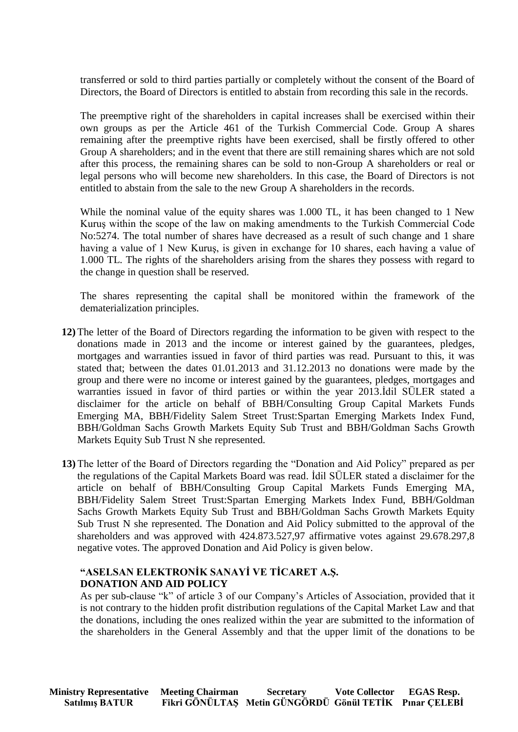transferred or sold to third parties partially or completely without the consent of the Board of Directors, the Board of Directors is entitled to abstain from recording this sale in the records.

The preemptive right of the shareholders in capital increases shall be exercised within their own groups as per the Article 461 of the Turkish Commercial Code. Group A shares remaining after the preemptive rights have been exercised, shall be firstly offered to other Group A shareholders; and in the event that there are still remaining shares which are not sold after this process, the remaining shares can be sold to non-Group A shareholders or real or legal persons who will become new shareholders. In this case, the Board of Directors is not entitled to abstain from the sale to the new Group A shareholders in the records.

While the nominal value of the equity shares was 1.000 TL, it has been changed to 1 New Kuruş within the scope of the law on making amendments to the Turkish Commercial Code No:5274. The total number of shares have decreased as a result of such change and 1 share having a value of 1 New Kuruş, is given in exchange for 10 shares, each having a value of 1.000 TL. The rights of the shareholders arising from the shares they possess with regard to the change in question shall be reserved.

The shares representing the capital shall be monitored within the framework of the dematerialization principles.

**12)** The letter of the Board of Directors regarding the information to be given with respect to the donations made in 2013 and the income or interest gained by the guarantees, pledges, mortgages and warranties issued in favor of third parties was read. Pursuant to this, it was stated that; between the dates 01.01.2013 and 31.12.2013 no donations were made by the group and there were no income or interest gained by the guarantees, pledges, mortgages and warranties issued in favor of third parties or within the year 2013.İdil SÜLER stated a disclaimer for the article on behalf of BBH/Consulting Group Capital Markets Funds Emerging MA, BBH/Fidelity Salem Street Trust:Spartan Emerging Markets Index Fund, BBH/Goldman Sachs Growth Markets Equity Sub Trust and BBH/Goldman Sachs Growth Markets Equity Sub Trust N she represented.

**13)** The letter of the Board of Directors regarding the "Donation and Aid Policy" prepared as per the regulations of the Capital Markets Board was read. İdil SÜLER stated a disclaimer for the article on behalf of BBH/Consulting Group Capital Markets Funds Emerging MA, BBH/Fidelity Salem Street Trust:Spartan Emerging Markets Index Fund, BBH/Goldman Sachs Growth Markets Equity Sub Trust and BBH/Goldman Sachs Growth Markets Equity Sub Trust N she represented. The Donation and Aid Policy submitted to the approval of the shareholders and was approved with 424.873.527,97 affirmative votes against 29.678.297,8 negative votes. The approved Donation and Aid Policy is given below.

**"ASELSAN ELEKTRONİK SANAYİ VE TİCARET A.Ş.**
**DONATION AND AID POLICY**

As per sub-clause "k" of article 3 of our Company's Articles of Association, provided that it is not contrary to the hidden profit distribution regulations of the Capital Market Law and that the donations, including the ones realized within the year are submitted to the information of the shareholders in the General Assembly and that the upper limit of the donations to be

| Ministry Representative | Meeting Chairman | Secretary | Vote Collector | EGAS Resp. |
|---|---|---|---|---|
| Satılmış BATUR | Fikri GÖNÜLTAŞ | Metin GÜNGÖRDÜ | Gönül TETİK | Pınar ÇELEBİ |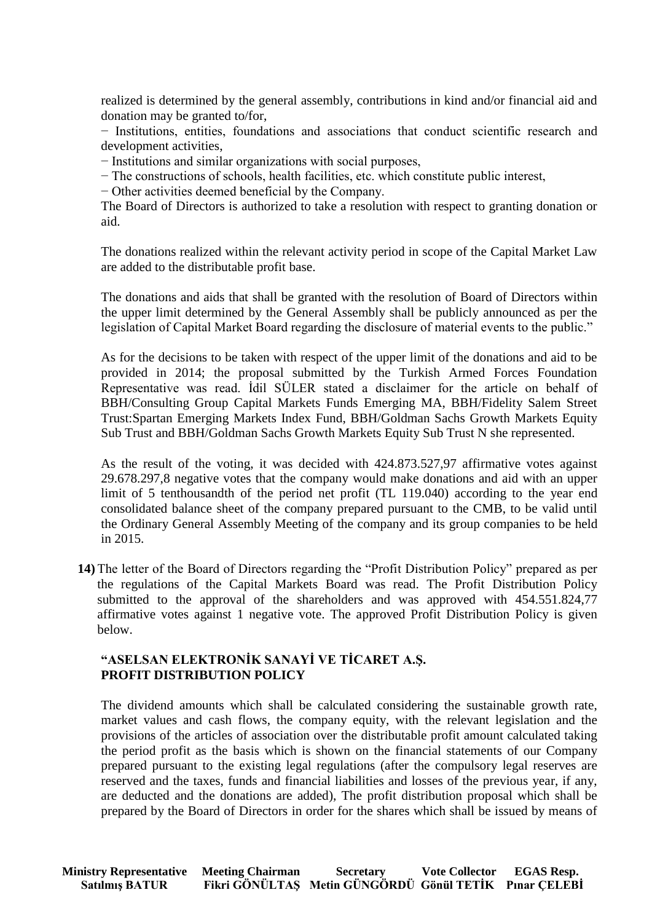realized is determined by the general assembly, contributions in kind and/or financial aid and donation may be granted to/for,

− Institutions, entities, foundations and associations that conduct scientific research and development activities,

− Institutions and similar organizations with social purposes,

− The constructions of schools, health facilities, etc. which constitute public interest,

− Other activities deemed beneficial by the Company.

The Board of Directors is authorized to take a resolution with respect to granting donation or aid.

The donations realized within the relevant activity period in scope of the Capital Market Law are added to the distributable profit base.

The donations and aids that shall be granted with the resolution of Board of Directors within the upper limit determined by the General Assembly shall be publicly announced as per the legislation of Capital Market Board regarding the disclosure of material events to the public."

As for the decisions to be taken with respect of the upper limit of the donations and aid to be provided in 2014; the proposal submitted by the Turkish Armed Forces Foundation Representative was read. İdil SÜLER stated a disclaimer for the article on behalf of BBH/Consulting Group Capital Markets Funds Emerging MA, BBH/Fidelity Salem Street Trust:Spartan Emerging Markets Index Fund, BBH/Goldman Sachs Growth Markets Equity Sub Trust and BBH/Goldman Sachs Growth Markets Equity Sub Trust N she represented.

As the result of the voting, it was decided with 424.873.527,97 affirmative votes against 29.678.297,8 negative votes that the company would make donations and aid with an upper limit of 5 tenthousandth of the period net profit (TL 119.040) according to the year end consolidated balance sheet of the company prepared pursuant to the CMB, to be valid until the Ordinary General Assembly Meeting of the company and its group companies to be held in 2015.

**14)** The letter of the Board of Directors regarding the "Profit Distribution Policy" prepared as per the regulations of the Capital Markets Board was read. The Profit Distribution Policy submitted to the approval of the shareholders and was approved with 454.551.824,77 affirmative votes against 1 negative vote. The approved Profit Distribution Policy is given below.

**"ASELSAN ELEKTRONİK SANAYİ VE TİCARET A.Ş.
PROFIT DISTRIBUTION POLICY**

The dividend amounts which shall be calculated considering the sustainable growth rate, market values and cash flows, the company equity, with the relevant legislation and the provisions of the articles of association over the distributable profit amount calculated taking the period profit as the basis which is shown on the financial statements of our Company prepared pursuant to the existing legal regulations (after the compulsory legal reserves are reserved and the taxes, funds and financial liabilities and losses of the previous year, if any, are deducted and the donations are added), The profit distribution proposal which shall be prepared by the Board of Directors in order for the shares which shall be issued by means of

| Ministry Representative | Meeting Chairman | Secretary | Vote Collector | EGAS Resp. |
|---|---|---|---|---|
| Satılmış BATUR | Fikri GÖNÜLTAŞ | Metin GÜNGÖRDÜ | Gönül TETİK | Pınar ÇELEBİ |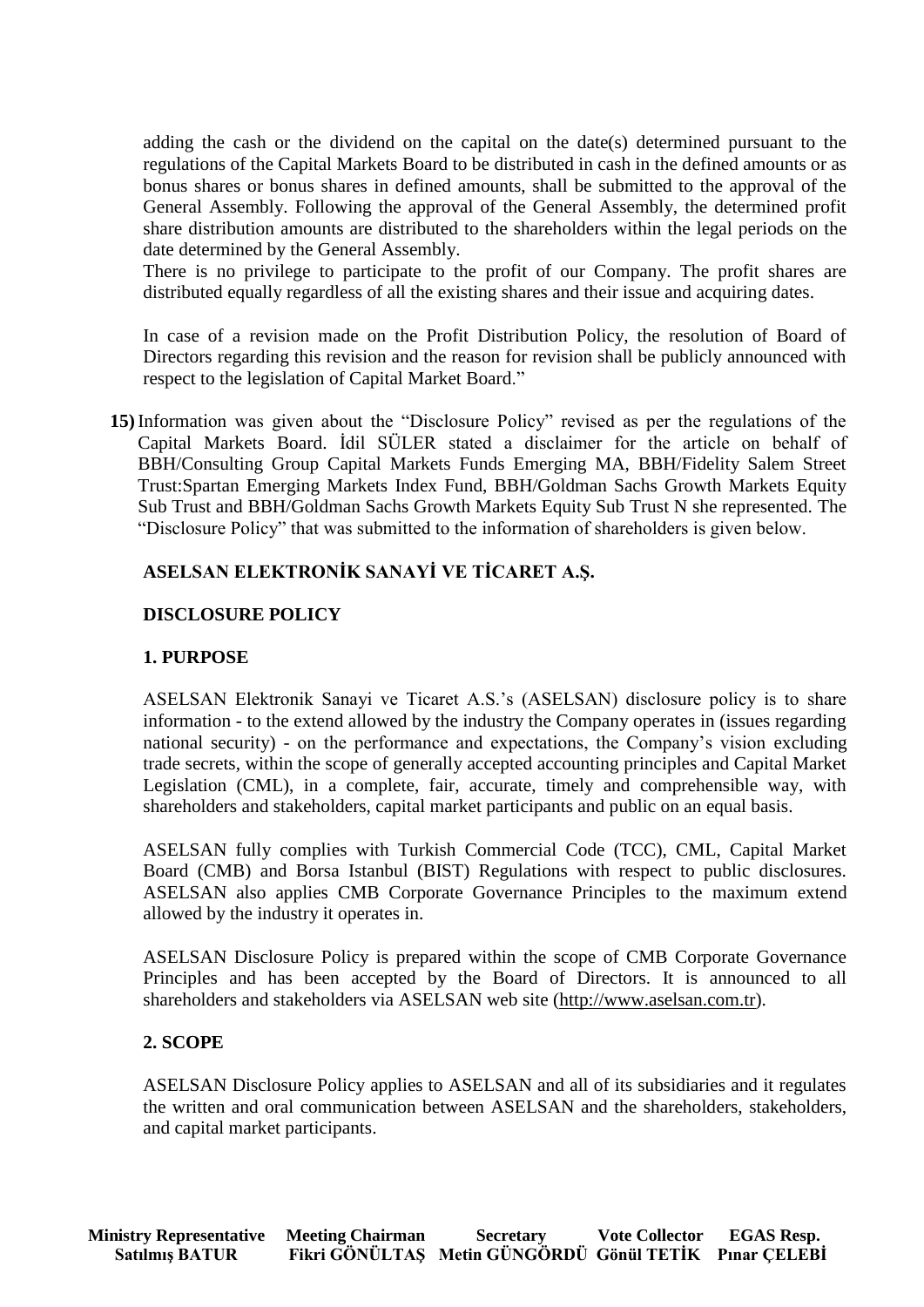adding the cash or the dividend on the capital on the date(s) determined pursuant to the regulations of the Capital Markets Board to be distributed in cash in the defined amounts or as bonus shares or bonus shares in defined amounts, shall be submitted to the approval of the General Assembly. Following the approval of the General Assembly, the determined profit share distribution amounts are distributed to the shareholders within the legal periods on the date determined by the General Assembly.

There is no privilege to participate to the profit of our Company. The profit shares are distributed equally regardless of all the existing shares and their issue and acquiring dates.

In case of a revision made on the Profit Distribution Policy, the resolution of Board of Directors regarding this revision and the reason for revision shall be publicly announced with respect to the legislation of Capital Market Board."

**15)** Information was given about the "Disclosure Policy" revised as per the regulations of the Capital Markets Board. İdil SÜLER stated a disclaimer for the article on behalf of BBH/Consulting Group Capital Markets Funds Emerging MA, BBH/Fidelity Salem Street Trust:Spartan Emerging Markets Index Fund, BBH/Goldman Sachs Growth Markets Equity Sub Trust and BBH/Goldman Sachs Growth Markets Equity Sub Trust N she represented. The "Disclosure Policy" that was submitted to the information of shareholders is given below.

**ASELSAN ELEKTRONİK SANAYİ VE TİCARET A.Ş.**

**DISCLOSURE POLICY**

**1. PURPOSE**

ASELSAN Elektronik Sanayi ve Ticaret A.S.'s (ASELSAN) disclosure policy is to share information - to the extend allowed by the industry the Company operates in (issues regarding national security) - on the performance and expectations, the Company's vision excluding trade secrets, within the scope of generally accepted accounting principles and Capital Market Legislation (CML), in a complete, fair, accurate, timely and comprehensible way, with shareholders and stakeholders, capital market participants and public on an equal basis.

ASELSAN fully complies with Turkish Commercial Code (TCC), CML, Capital Market Board (CMB) and Borsa Istanbul (BIST) Regulations with respect to public disclosures. ASELSAN also applies CMB Corporate Governance Principles to the maximum extend allowed by the industry it operates in.

ASELSAN Disclosure Policy is prepared within the scope of CMB Corporate Governance Principles and has been accepted by the Board of Directors. It is announced to all shareholders and stakeholders via ASELSAN web site (http://www.aselsan.com.tr).

**2. SCOPE**

ASELSAN Disclosure Policy applies to ASELSAN and all of its subsidiaries and it regulates the written and oral communication between ASELSAN and the shareholders, stakeholders, and capital market participants.

| Ministry Representative | Meeting Chairman | Secretary | Vote Collector | EGAS Resp. |
|---|---|---|---|---|
| Satılmış BATUR | Fikri GÖNÜLTAŞ | Metin GÜNGÖRDÜ | Gönül TETİK | Pınar ÇELEBİ |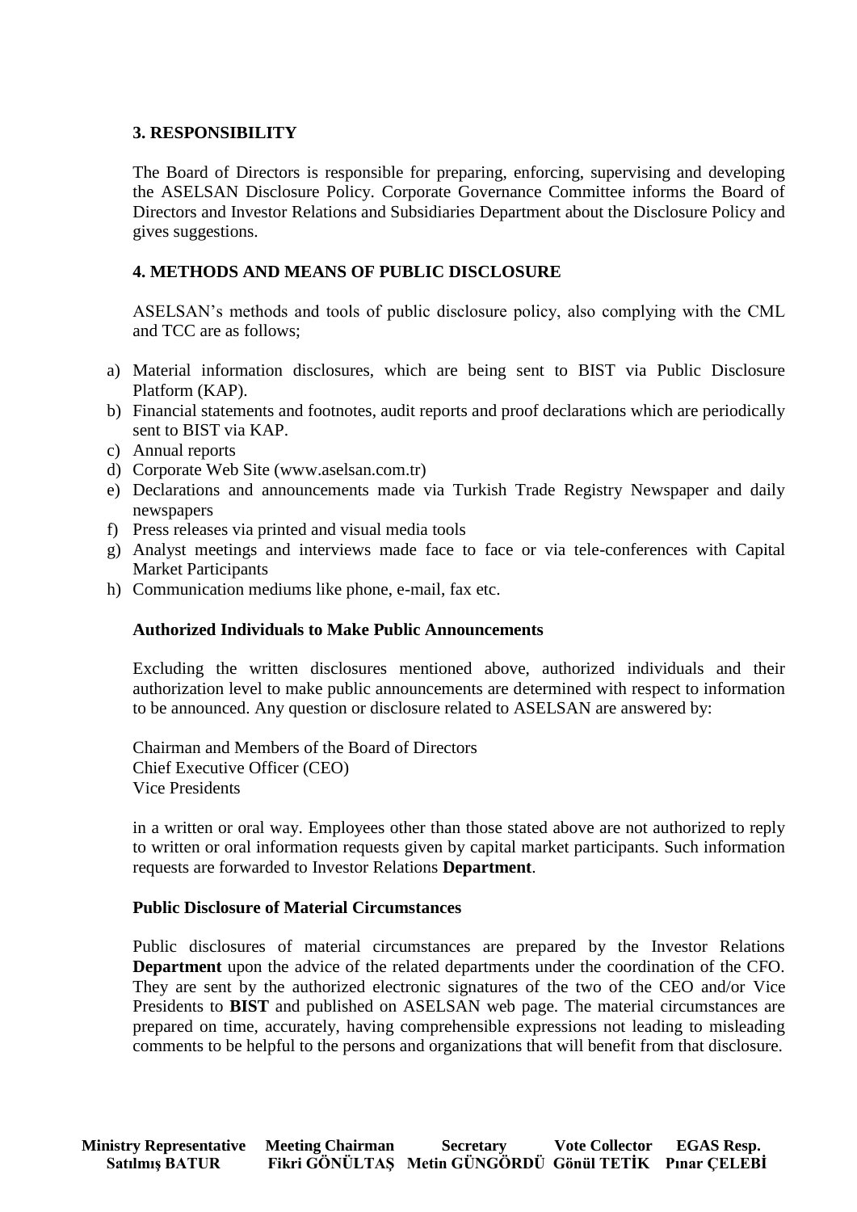## 3. RESPONSIBILITY

The Board of Directors is responsible for preparing, enforcing, supervising and developing the ASELSAN Disclosure Policy. Corporate Governance Committee informs the Board of Directors and Investor Relations and Subsidiaries Department about the Disclosure Policy and gives suggestions.

## 4. METHODS AND MEANS OF PUBLIC DISCLOSURE

ASELSAN's methods and tools of public disclosure policy, also complying with the CML and TCC are as follows;

a) Material information disclosures, which are being sent to BIST via Public Disclosure Platform (KAP).
b) Financial statements and footnotes, audit reports and proof declarations which are periodically sent to BIST via KAP.
c) Annual reports
d) Corporate Web Site (www.aselsan.com.tr)
e) Declarations and announcements made via Turkish Trade Registry Newspaper and daily newspapers
f) Press releases via printed and visual media tools
g) Analyst meetings and interviews made face to face or via tele-conferences with Capital Market Participants
h) Communication mediums like phone, e-mail, fax etc.

### Authorized Individuals to Make Public Announcements

Excluding the written disclosures mentioned above, authorized individuals and their authorization level to make public announcements are determined with respect to information to be announced. Any question or disclosure related to ASELSAN are answered by:

Chairman and Members of the Board of Directors
Chief Executive Officer (CEO)
Vice Presidents

in a written or oral way. Employees other than those stated above are not authorized to reply to written or oral information requests given by capital market participants. Such information requests are forwarded to Investor Relations **Department**.

### Public Disclosure of Material Circumstances

Public disclosures of material circumstances are prepared by the Investor Relations **Department** upon the advice of the related departments under the coordination of the CFO. They are sent by the authorized electronic signatures of the two of the CEO and/or Vice Presidents to **BIST** and published on ASELSAN web page. The material circumstances are prepared on time, accurately, having comprehensible expressions not leading to misleading comments to be helpful to the persons and organizations that will benefit from that disclosure.

| Ministry Representative | Meeting Chairman | Secretary | Vote Collector | EGAS Resp. |
|---|---|---|---|---|
| Satılmış BATUR | Fikri GÖNÜLTAŞ | Metin GÜNGÖRDÜ | Gönül TETİK | Pınar ÇELEBİ |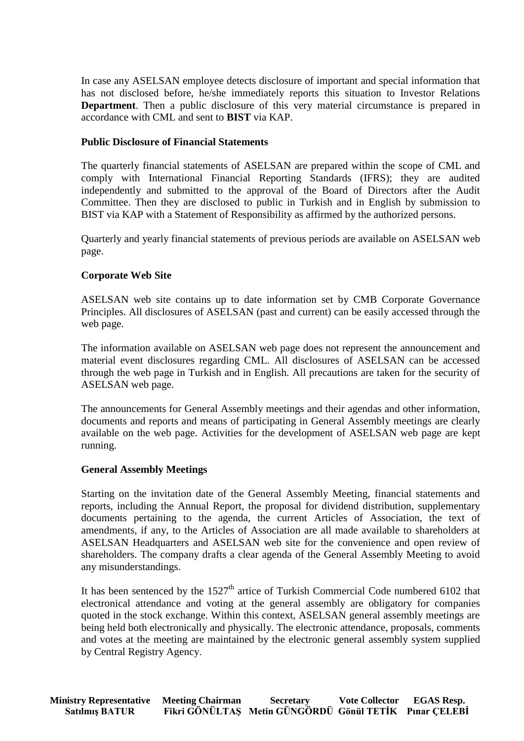In case any ASELSAN employee detects disclosure of important and special information that has not disclosed before, he/she immediately reports this situation to Investor Relations **Department**. Then a public disclosure of this very material circumstance is prepared in accordance with CML and sent to **BIST** via KAP.

**Public Disclosure of Financial Statements**

The quarterly financial statements of ASELSAN are prepared within the scope of CML and comply with International Financial Reporting Standards (IFRS); they are audited independently and submitted to the approval of the Board of Directors after the Audit Committee. Then they are disclosed to public in Turkish and in English by submission to BIST via KAP with a Statement of Responsibility as affirmed by the authorized persons.

Quarterly and yearly financial statements of previous periods are available on ASELSAN web page.

**Corporate Web Site**

ASELSAN web site contains up to date information set by CMB Corporate Governance Principles. All disclosures of ASELSAN (past and current) can be easily accessed through the web page.

The information available on ASELSAN web page does not represent the announcement and material event disclosures regarding CML. All disclosures of ASELSAN can be accessed through the web page in Turkish and in English. All precautions are taken for the security of ASELSAN web page.

The announcements for General Assembly meetings and their agendas and other information, documents and reports and means of participating in General Assembly meetings are clearly available on the web page. Activities for the development of ASELSAN web page are kept running.

**General Assembly Meetings**

Starting on the invitation date of the General Assembly Meeting, financial statements and reports, including the Annual Report, the proposal for dividend distribution, supplementary documents pertaining to the agenda, the current Articles of Association, the text of amendments, if any, to the Articles of Association are all made available to shareholders at ASELSAN Headquarters and ASELSAN web site for the convenience and open review of shareholders. The company drafts a clear agenda of the General Assembly Meeting to avoid any misunderstandings.

It has been sentenced by the $1527^{th}$ artice of Turkish Commercial Code numbered 6102 that electronical attendance and voting at the general assembly are obligatory for companies quoted in the stock exchange. Within this context, ASELSAN general assembly meetings are being held both electronically and physically. The electronic attendance, proposals, comments and votes at the meeting are maintained by the electronic general assembly system supplied by Central Registry Agency.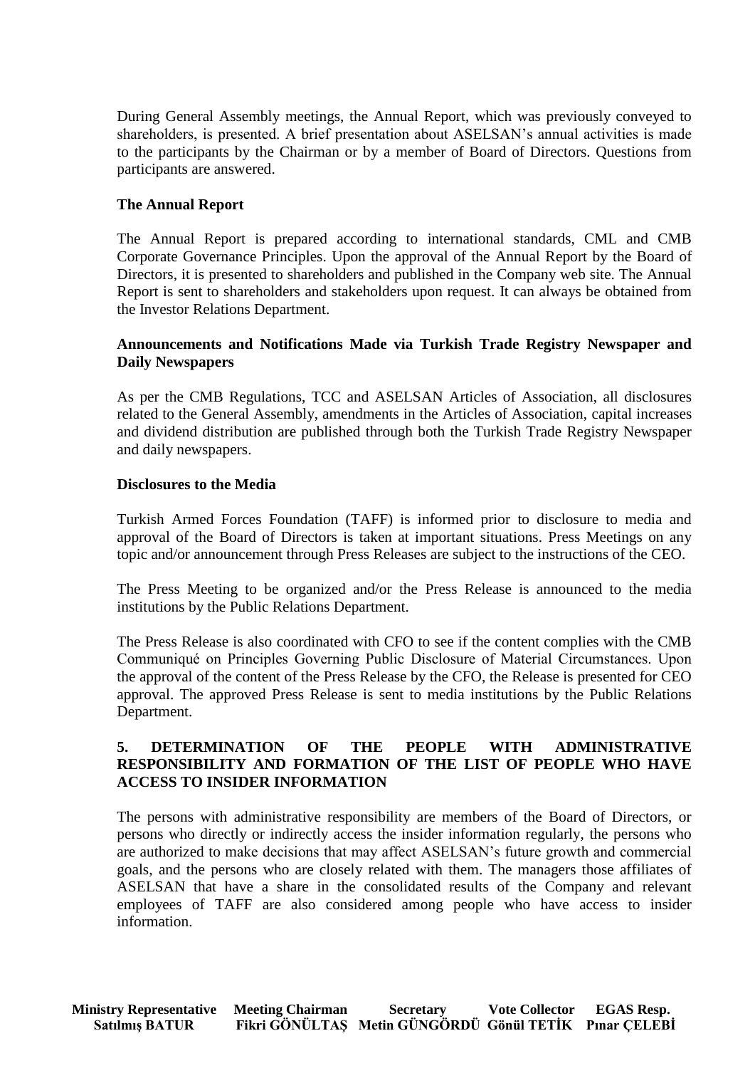During General Assembly meetings, the Annual Report, which was previously conveyed to shareholders, is presented. A brief presentation about ASELSAN's annual activities is made to the participants by the Chairman or by a member of Board of Directors. Questions from participants are answered.

**The Annual Report**

The Annual Report is prepared according to international standards, CML and CMB Corporate Governance Principles. Upon the approval of the Annual Report by the Board of Directors, it is presented to shareholders and published in the Company web site. The Annual Report is sent to shareholders and stakeholders upon request. It can always be obtained from the Investor Relations Department.

**Announcements and Notifications Made via Turkish Trade Registry Newspaper and Daily Newspapers**

As per the CMB Regulations, TCC and ASELSAN Articles of Association, all disclosures related to the General Assembly, amendments in the Articles of Association, capital increases and dividend distribution are published through both the Turkish Trade Registry Newspaper and daily newspapers.

**Disclosures to the Media**

Turkish Armed Forces Foundation (TAFF) is informed prior to disclosure to media and approval of the Board of Directors is taken at important situations. Press Meetings on any topic and/or announcement through Press Releases are subject to the instructions of the CEO.

The Press Meeting to be organized and/or the Press Release is announced to the media institutions by the Public Relations Department.

The Press Release is also coordinated with CFO to see if the content complies with the CMB Communiqué on Principles Governing Public Disclosure of Material Circumstances. Upon the approval of the content of the Press Release by the CFO, the Release is presented for CEO approval. The approved Press Release is sent to media institutions by the Public Relations Department.

## 5. DETERMINATION OF THE PEOPLE WITH ADMINISTRATIVE RESPONSIBILITY AND FORMATION OF THE LIST OF PEOPLE WHO HAVE ACCESS TO INSIDER INFORMATION

The persons with administrative responsibility are members of the Board of Directors, or persons who directly or indirectly access the insider information regularly, the persons who are authorized to make decisions that may affect ASELSAN's future growth and commercial goals, and the persons who are closely related with them. The managers those affiliates of ASELSAN that have a share in the consolidated results of the Company and relevant employees of TAFF are also considered among people who have access to insider information.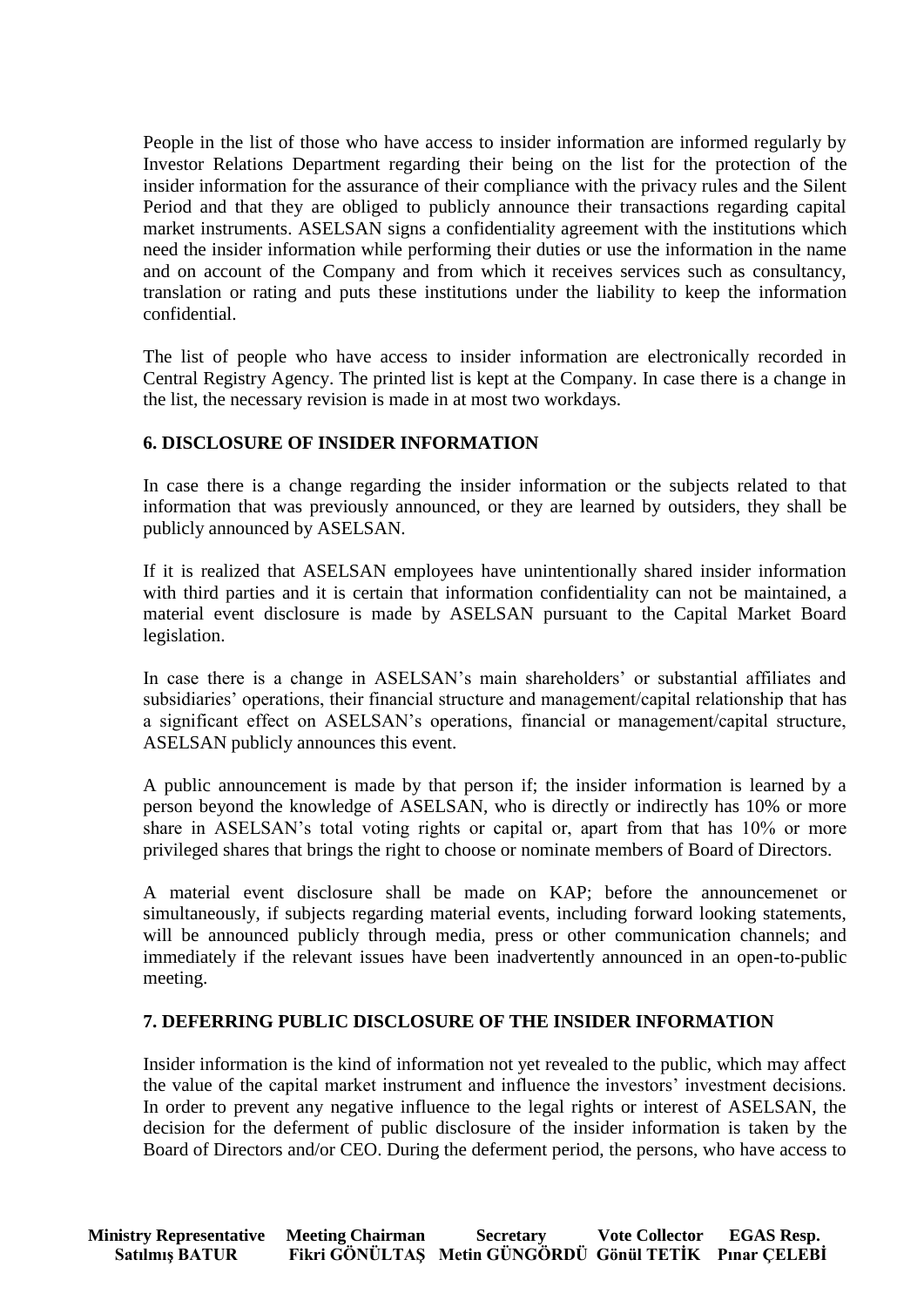People in the list of those who have access to insider information are informed regularly by Investor Relations Department regarding their being on the list for the protection of the insider information for the assurance of their compliance with the privacy rules and the Silent Period and that they are obliged to publicly announce their transactions regarding capital market instruments. ASELSAN signs a confidentiality agreement with the institutions which need the insider information while performing their duties or use the information in the name and on account of the Company and from which it receives services such as consultancy, translation or rating and puts these institutions under the liability to keep the information confidential.

The list of people who have access to insider information are electronically recorded in Central Registry Agency. The printed list is kept at the Company. In case there is a change in the list, the necessary revision is made in at most two workdays.

## 6. DISCLOSURE OF INSIDER INFORMATION

In case there is a change regarding the insider information or the subjects related to that information that was previously announced, or they are learned by outsiders, they shall be publicly announced by ASELSAN.

If it is realized that ASELSAN employees have unintentionally shared insider information with third parties and it is certain that information confidentiality can not be maintained, a material event disclosure is made by ASELSAN pursuant to the Capital Market Board legislation.

In case there is a change in ASELSAN's main shareholders' or substantial affiliates and subsidiaries' operations, their financial structure and management/capital relationship that has a significant effect on ASELSAN's operations, financial or management/capital structure, ASELSAN publicly announces this event.

A public announcement is made by that person if; the insider information is learned by a person beyond the knowledge of ASELSAN, who is directly or indirectly has 10% or more share in ASELSAN's total voting rights or capital or, apart from that has 10% or more privileged shares that brings the right to choose or nominate members of Board of Directors.

A material event disclosure shall be made on KAP; before the announcemenet or simultaneously, if subjects regarding material events, including forward looking statements, will be announced publicly through media, press or other communication channels; and immediately if the relevant issues have been inadvertently announced in an open-to-public meeting.

## 7. DEFERRING PUBLIC DISCLOSURE OF THE INSIDER INFORMATION

Insider information is the kind of information not yet revealed to the public, which may affect the value of the capital market instrument and influence the investors' investment decisions. In order to prevent any negative influence to the legal rights or interest of ASELSAN, the decision for the deferment of public disclosure of the insider information is taken by the Board of Directors and/or CEO. During the deferment period, the persons, who have access to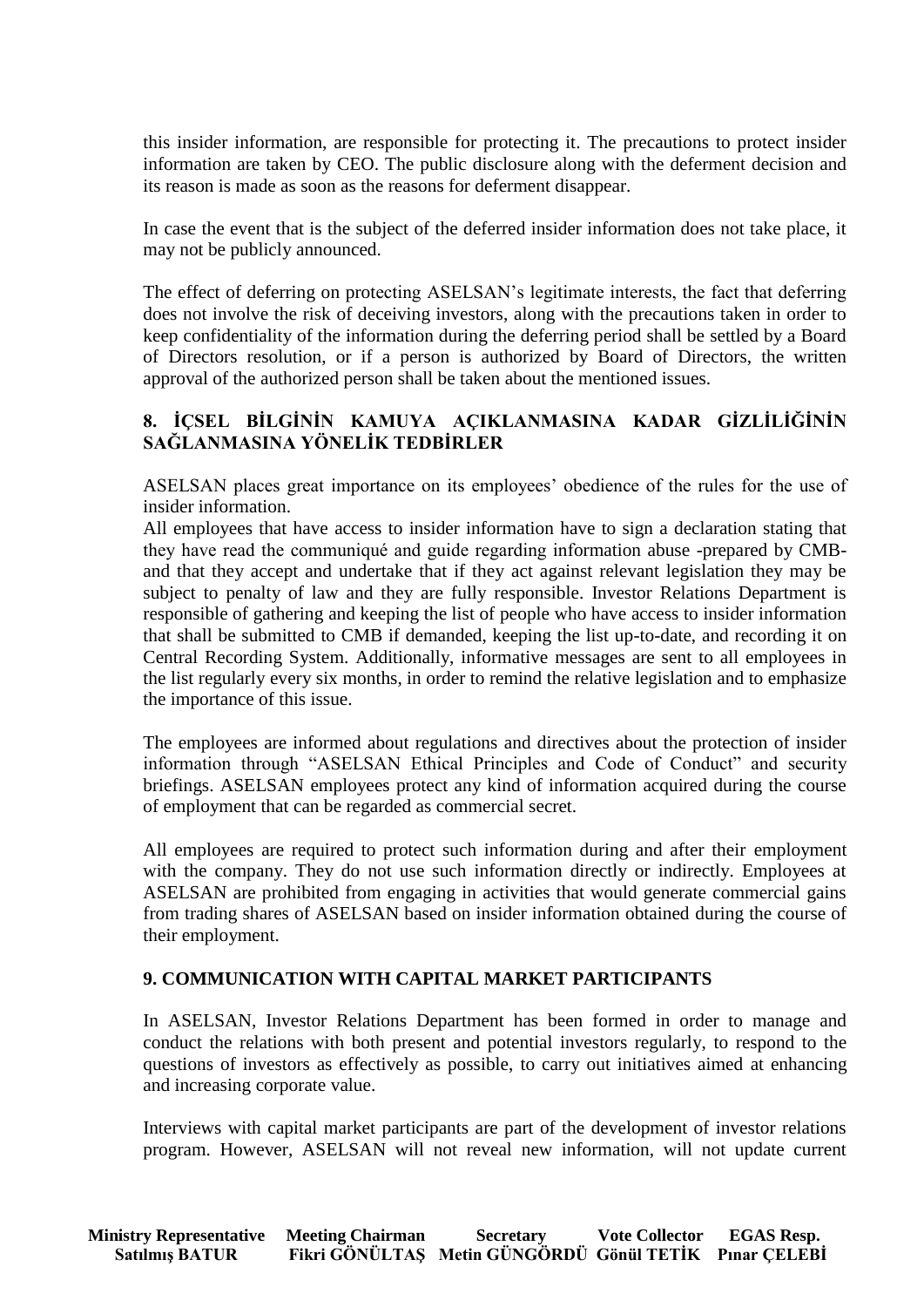this insider information, are responsible for protecting it. The precautions to protect insider information are taken by CEO. The public disclosure along with the deferment decision and its reason is made as soon as the reasons for deferment disappear.

In case the event that is the subject of the deferred insider information does not take place, it may not be publicly announced.

The effect of deferring on protecting ASELSAN's legitimate interests, the fact that deferring does not involve the risk of deceiving investors, along with the precautions taken in order to keep confidentiality of the information during the deferring period shall be settled by a Board of Directors resolution, or if a person is authorized by Board of Directors, the written approval of the authorized person shall be taken about the mentioned issues.

## 8. İÇSEL BİLGİNİN KAMUYA AÇIKLANMASINA KADAR GİZLİLİĞİNİN SAĞLANMASINA YÖNELİK TEDBİRLER

ASELSAN places great importance on its employees' obedience of the rules for the use of insider information.

All employees that have access to insider information have to sign a declaration stating that they have read the communiqué and guide regarding information abuse -prepared by CMB- and that they accept and undertake that if they act against relevant legislation they may be subject to penalty of law and they are fully responsible. Investor Relations Department is responsible of gathering and keeping the list of people who have access to insider information that shall be submitted to CMB if demanded, keeping the list up-to-date, and recording it on Central Recording System. Additionally, informative messages are sent to all employees in the list regularly every six months, in order to remind the relative legislation and to emphasize the importance of this issue.

The employees are informed about regulations and directives about the protection of insider information through "ASELSAN Ethical Principles and Code of Conduct" and security briefings. ASELSAN employees protect any kind of information acquired during the course of employment that can be regarded as commercial secret.

All employees are required to protect such information during and after their employment with the company. They do not use such information directly or indirectly. Employees at ASELSAN are prohibited from engaging in activities that would generate commercial gains from trading shares of ASELSAN based on insider information obtained during the course of their employment.

## 9. COMMUNICATION WITH CAPITAL MARKET PARTICIPANTS

In ASELSAN, Investor Relations Department has been formed in order to manage and conduct the relations with both present and potential investors regularly, to respond to the questions of investors as effectively as possible, to carry out initiatives aimed at enhancing and increasing corporate value.

Interviews with capital market participants are part of the development of investor relations program. However, ASELSAN will not reveal new information, will not update current

| Ministry Representative | Meeting Chairman | Secretary | Vote Collector | EGAS Resp. |
|---|---|---|---|---|
| Satılmış BATUR | Fikri GÖNÜLTAŞ | Metin GÜNGÖRDÜ | Gönül TETİK | Pınar ÇELEBİ |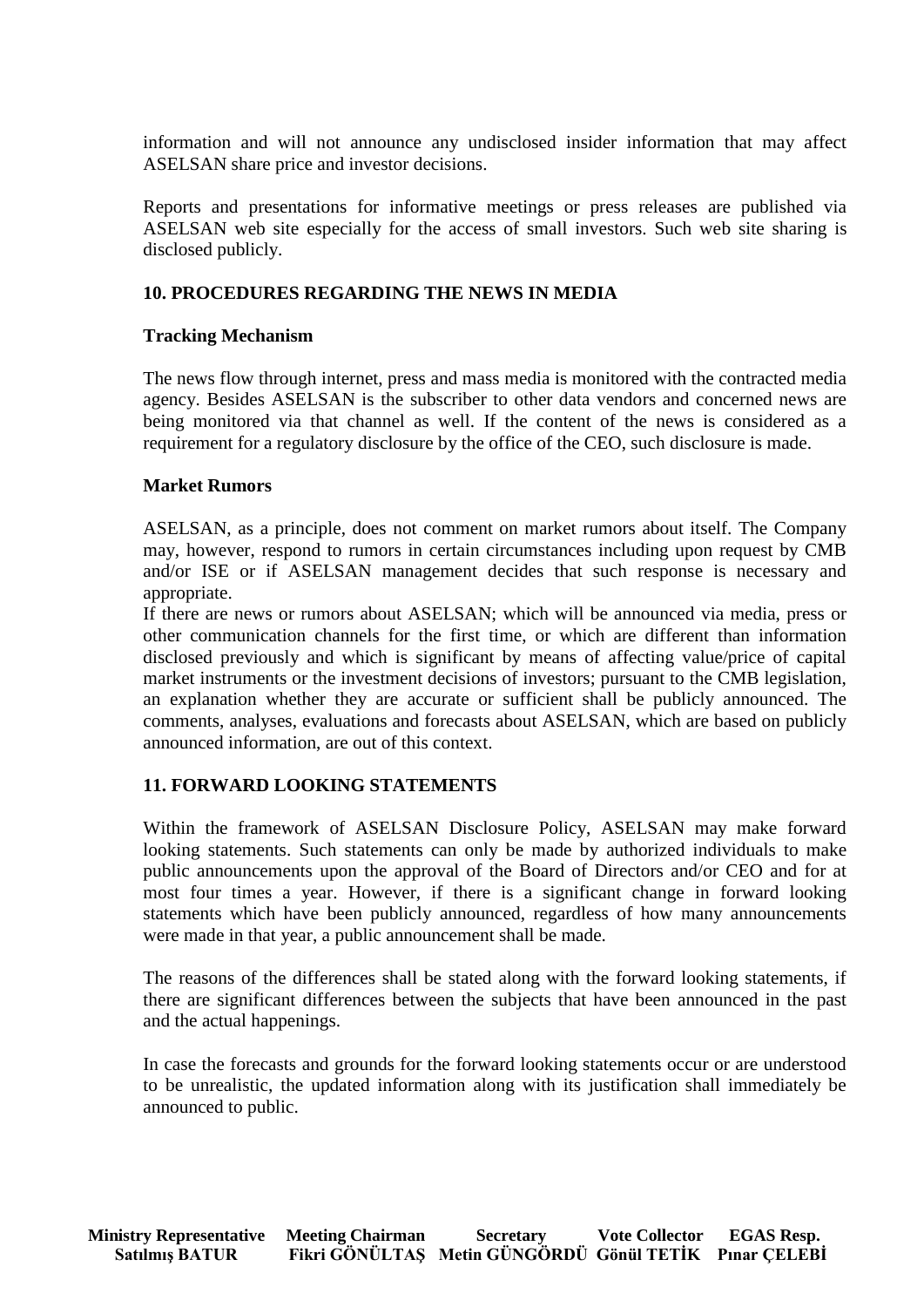information and will not announce any undisclosed insider information that may affect ASELSAN share price and investor decisions.

Reports and presentations for informative meetings or press releases are published via ASELSAN web site especially for the access of small investors. Such web site sharing is disclosed publicly.

## 10. PROCEDURES REGARDING THE NEWS IN MEDIA

### Tracking Mechanism

The news flow through internet, press and mass media is monitored with the contracted media agency. Besides ASELSAN is the subscriber to other data vendors and concerned news are being monitored via that channel as well. If the content of the news is considered as a requirement for a regulatory disclosure by the office of the CEO, such disclosure is made.

### Market Rumors

ASELSAN, as a principle, does not comment on market rumors about itself. The Company may, however, respond to rumors in certain circumstances including upon request by CMB and/or ISE or if ASELSAN management decides that such response is necessary and appropriate.
If there are news or rumors about ASELSAN; which will be announced via media, press or other communication channels for the first time, or which are different than information disclosed previously and which is significant by means of affecting value/price of capital market instruments or the investment decisions of investors; pursuant to the CMB legislation, an explanation whether they are accurate or sufficient shall be publicly announced. The comments, analyses, evaluations and forecasts about ASELSAN, which are based on publicly announced information, are out of this context.

## 11. FORWARD LOOKING STATEMENTS

Within the framework of ASELSAN Disclosure Policy, ASELSAN may make forward looking statements. Such statements can only be made by authorized individuals to make public announcements upon the approval of the Board of Directors and/or CEO and for at most four times a year. However, if there is a significant change in forward looking statements which have been publicly announced, regardless of how many announcements were made in that year, a public announcement shall be made.

The reasons of the differences shall be stated along with the forward looking statements, if there are significant differences between the subjects that have been announced in the past and the actual happenings.

In case the forecasts and grounds for the forward looking statements occur or are understood to be unrealistic, the updated information along with its justification shall immediately be announced to public.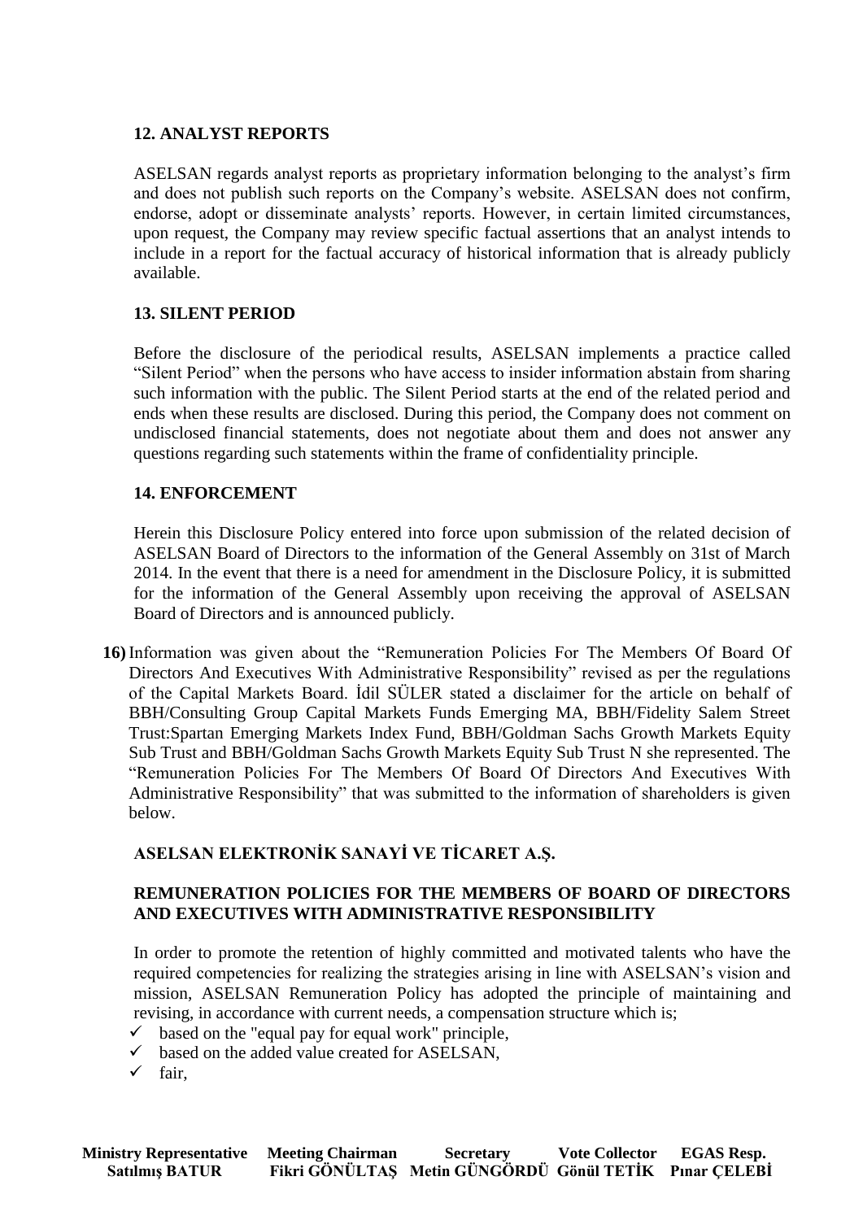**12. ANALYST REPORTS**

ASELSAN regards analyst reports as proprietary information belonging to the analyst's firm and does not publish such reports on the Company's website. ASELSAN does not confirm, endorse, adopt or disseminate analysts' reports. However, in certain limited circumstances, upon request, the Company may review specific factual assertions that an analyst intends to include in a report for the factual accuracy of historical information that is already publicly available.

**13. SILENT PERIOD**

Before the disclosure of the periodical results, ASELSAN implements a practice called "Silent Period" when the persons who have access to insider information abstain from sharing such information with the public. The Silent Period starts at the end of the related period and ends when these results are disclosed. During this period, the Company does not comment on undisclosed financial statements, does not negotiate about them and does not answer any questions regarding such statements within the frame of confidentiality principle.

**14. ENFORCEMENT**

Herein this Disclosure Policy entered into force upon submission of the related decision of ASELSAN Board of Directors to the information of the General Assembly on 31st of March 2014. In the event that there is a need for amendment in the Disclosure Policy, it is submitted for the information of the General Assembly upon receiving the approval of ASELSAN Board of Directors and is announced publicly.

**16)** Information was given about the "Remuneration Policies For The Members Of Board Of Directors And Executives With Administrative Responsibility" revised as per the regulations of the Capital Markets Board. İdil SÜLER stated a disclaimer for the article on behalf of BBH/Consulting Group Capital Markets Funds Emerging MA, BBH/Fidelity Salem Street Trust:Spartan Emerging Markets Index Fund, BBH/Goldman Sachs Growth Markets Equity Sub Trust and BBH/Goldman Sachs Growth Markets Equity Sub Trust N she represented. The "Remuneration Policies For The Members Of Board Of Directors And Executives With Administrative Responsibility" that was submitted to the information of shareholders is given below.

**ASELSAN ELEKTRONİK SANAYİ VE TİCARET A.Ş.**

**REMUNERATION POLICIES FOR THE MEMBERS OF BOARD OF DIRECTORS AND EXECUTIVES WITH ADMINISTRATIVE RESPONSIBILITY**

In order to promote the retention of highly committed and motivated talents who have the required competencies for realizing the strategies arising in line with ASELSAN's vision and mission, ASELSAN Remuneration Policy has adopted the principle of maintaining and revising, in accordance with current needs, a compensation structure which is;

- ✓ based on the "equal pay for equal work" principle,
- ✓ based on the added value created for ASELSAN,
- ✓ fair,

| Ministry Representative | Meeting Chairman | Secretary | Vote Collector | EGAS Resp. |
|---|---|---|---|---|
| Satılmış BATUR | Fikri GÖNÜLTAŞ | Metin GÜNGÖRDÜ | Gönül TETİK | Pınar ÇELEBİ |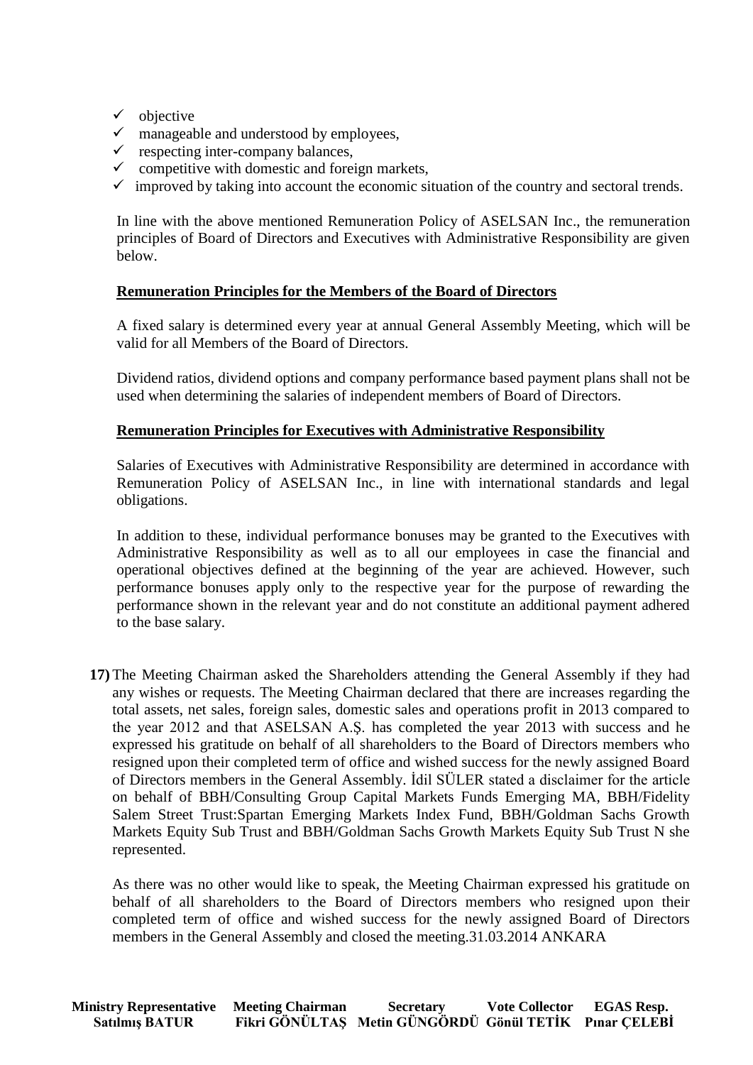- ✓ objective
- ✓ manageable and understood by employees,
- ✓ respecting inter-company balances,
- ✓ competitive with domestic and foreign markets,
- ✓ improved by taking into account the economic situation of the country and sectoral trends.

In line with the above mentioned Remuneration Policy of ASELSAN Inc., the remuneration principles of Board of Directors and Executives with Administrative Responsibility are given below.

**Remuneration Principles for the Members of the Board of Directors**

A fixed salary is determined every year at annual General Assembly Meeting, which will be valid for all Members of the Board of Directors.

Dividend ratios, dividend options and company performance based payment plans shall not be used when determining the salaries of independent members of Board of Directors.

**Remuneration Principles for Executives with Administrative Responsibility**

Salaries of Executives with Administrative Responsibility are determined in accordance with Remuneration Policy of ASELSAN Inc., in line with international standards and legal obligations.

In addition to these, individual performance bonuses may be granted to the Executives with Administrative Responsibility as well as to all our employees in case the financial and operational objectives defined at the beginning of the year are achieved. However, such performance bonuses apply only to the respective year for the purpose of rewarding the performance shown in the relevant year and do not constitute an additional payment adhered to the base salary.

**17)** The Meeting Chairman asked the Shareholders attending the General Assembly if they had any wishes or requests. The Meeting Chairman declared that there are increases regarding the total assets, net sales, foreign sales, domestic sales and operations profit in 2013 compared to the year 2012 and that ASELSAN A.Ş. has completed the year 2013 with success and he expressed his gratitude on behalf of all shareholders to the Board of Directors members who resigned upon their completed term of office and wished success for the newly assigned Board of Directors members in the General Assembly. İdil SÜLER stated a disclaimer for the article on behalf of BBH/Consulting Group Capital Markets Funds Emerging MA, BBH/Fidelity Salem Street Trust:Spartan Emerging Markets Index Fund, BBH/Goldman Sachs Growth Markets Equity Sub Trust and BBH/Goldman Sachs Growth Markets Equity Sub Trust N she represented.

As there was no other would like to speak, the Meeting Chairman expressed his gratitude on behalf of all shareholders to the Board of Directors members who resigned upon their completed term of office and wished success for the newly assigned Board of Directors members in the General Assembly and closed the meeting.31.03.2014 ANKARA

| Ministry Representative | Meeting Chairman | Secretary | Vote Collector | EGAS Resp. |
|---|---|---|---|---|
| Satılmış BATUR | Fikri GÖNÜLTAŞ | Metin GÜNGÖRDÜ | Gönül TETİK | Pınar ÇELEBİ |